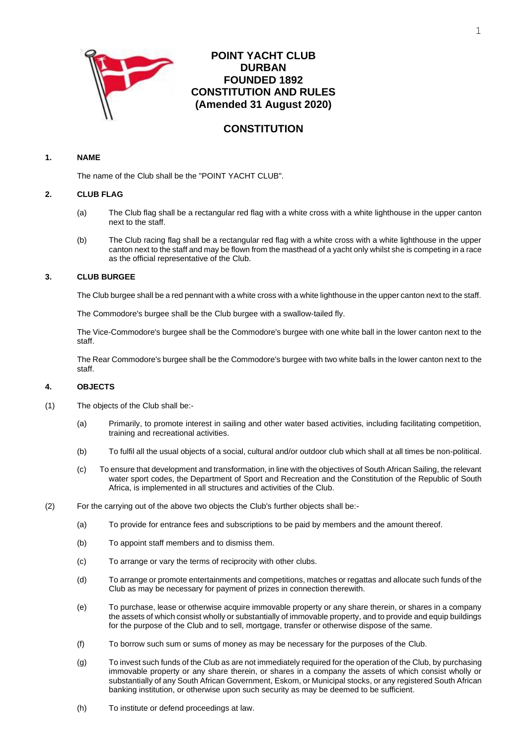# POINT YACHT CLUB
# DURBAN
# FOUNDED 1892
# CONSTITUTION AND RULES
# (Amended 31 August 2020)

## CONSTITUTION

### 1. NAME

The name of the Club shall be the "POINT YACHT CLUB".

### 2. CLUB FLAG

(a) The Club flag shall be a rectangular red flag with a white cross with a white lighthouse in the upper canton next to the staff.

(b) The Club racing flag shall be a rectangular red flag with a white cross with a white lighthouse in the upper canton next to the staff and may be flown from the masthead of a yacht only whilst she is competing in a race as the official representative of the Club.

### 3. CLUB BURGEE

The Club burgee shall be a red pennant with a white cross with a white lighthouse in the upper canton next to the staff.

The Commodore's burgee shall be the Club burgee with a swallow-tailed fly.

The Vice-Commodore's burgee shall be the Commodore's burgee with one white ball in the lower canton next to the staff.

The Rear Commodore's burgee shall be the Commodore's burgee with two white balls in the lower canton next to the staff.

### 4. OBJECTS

(1) The objects of the Club shall be:-

(a) Primarily, to promote interest in sailing and other water based activities, including facilitating competition, training and recreational activities.

(b) To fulfil all the usual objects of a social, cultural and/or outdoor club which shall at all times be non-political.

(c) To ensure that development and transformation, in line with the objectives of South African Sailing, the relevant water sport codes, the Department of Sport and Recreation and the Constitution of the Republic of South Africa, is implemented in all structures and activities of the Club.

(2) For the carrying out of the above two objects the Club's further objects shall be:-

(a) To provide for entrance fees and subscriptions to be paid by members and the amount thereof.

(b) To appoint staff members and to dismiss them.

(c) To arrange or vary the terms of reciprocity with other clubs.

(d) To arrange or promote entertainments and competitions, matches or regattas and allocate such funds of the Club as may be necessary for payment of prizes in connection therewith.

(e) To purchase, lease or otherwise acquire immovable property or any share therein, or shares in a company the assets of which consist wholly or substantially of immovable property, and to provide and equip buildings for the purpose of the Club and to sell, mortgage, transfer or otherwise dispose of the same.

(f) To borrow such sum or sums of money as may be necessary for the purposes of the Club.

(g) To invest such funds of the Club as are not immediately required for the operation of the Club, by purchasing immovable property or any share therein, or shares in a company the assets of which consist wholly or substantially of any South African Government, Eskom, or Municipal stocks, or any registered South African banking institution, or otherwise upon such security as may be deemed to be sufficient.

(h) To institute or defend proceedings at law.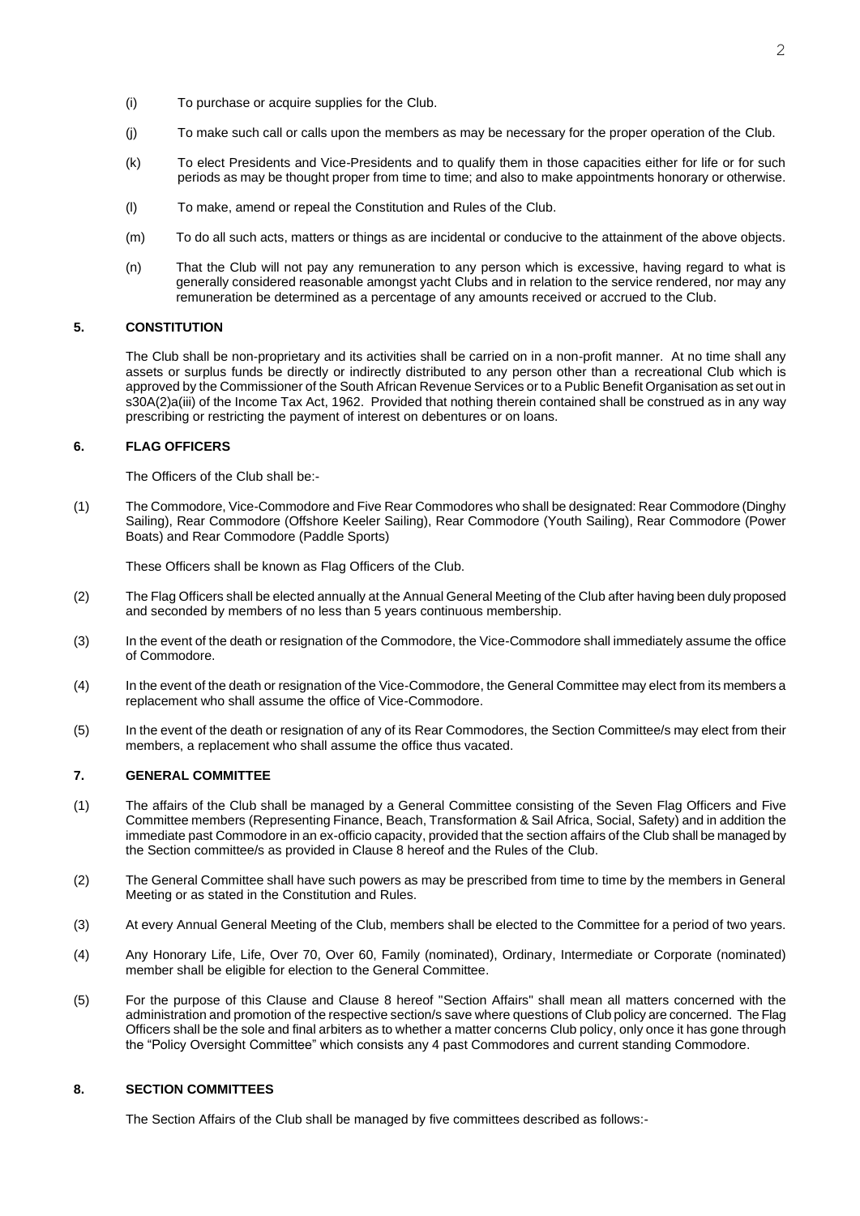(i) To purchase or acquire supplies for the Club.

(j) To make such call or calls upon the members as may be necessary for the proper operation of the Club.

(k) To elect Presidents and Vice-Presidents and to qualify them in those capacities either for life or for such periods as may be thought proper from time to time; and also to make appointments honorary or otherwise.

(l) To make, amend or repeal the Constitution and Rules of the Club.

(m) To do all such acts, matters or things as are incidental or conducive to the attainment of the above objects.

(n) That the Club will not pay any remuneration to any person which is excessive, having regard to what is generally considered reasonable amongst yacht Clubs and in relation to the service rendered, nor may any remuneration be determined as a percentage of any amounts received or accrued to the Club.

## 5. CONSTITUTION

The Club shall be non-proprietary and its activities shall be carried on in a non-profit manner. At no time shall any assets or surplus funds be directly or indirectly distributed to any person other than a recreational Club which is approved by the Commissioner of the South African Revenue Services or to a Public Benefit Organisation as set out in s30A(2)a(iii) of the Income Tax Act, 1962. Provided that nothing therein contained shall be construed as in any way prescribing or restricting the payment of interest on debentures or on loans.

## 6. FLAG OFFICERS

The Officers of the Club shall be:-

(1) The Commodore, Vice-Commodore and Five Rear Commodores who shall be designated: Rear Commodore (Dinghy Sailing), Rear Commodore (Offshore Keeler Sailing), Rear Commodore (Youth Sailing), Rear Commodore (Power Boats) and Rear Commodore (Paddle Sports)

These Officers shall be known as Flag Officers of the Club.

(2) The Flag Officers shall be elected annually at the Annual General Meeting of the Club after having been duly proposed and seconded by members of no less than 5 years continuous membership.

(3) In the event of the death or resignation of the Commodore, the Vice-Commodore shall immediately assume the office of Commodore.

(4) In the event of the death or resignation of the Vice-Commodore, the General Committee may elect from its members a replacement who shall assume the office of Vice-Commodore.

(5) In the event of the death or resignation of any of its Rear Commodores, the Section Committee/s may elect from their members, a replacement who shall assume the office thus vacated.

## 7. GENERAL COMMITTEE

(1) The affairs of the Club shall be managed by a General Committee consisting of the Seven Flag Officers and Five Committee members (Representing Finance, Beach, Transformation & Sail Africa, Social, Safety) and in addition the immediate past Commodore in an ex-officio capacity, provided that the section affairs of the Club shall be managed by the Section committee/s as provided in Clause 8 hereof and the Rules of the Club.

(2) The General Committee shall have such powers as may be prescribed from time to time by the members in General Meeting or as stated in the Constitution and Rules.

(3) At every Annual General Meeting of the Club, members shall be elected to the Committee for a period of two years.

(4) Any Honorary Life, Life, Over 70, Over 60, Family (nominated), Ordinary, Intermediate or Corporate (nominated) member shall be eligible for election to the General Committee.

(5) For the purpose of this Clause and Clause 8 hereof "Section Affairs" shall mean all matters concerned with the administration and promotion of the respective section/s save where questions of Club policy are concerned. The Flag Officers shall be the sole and final arbiters as to whether a matter concerns Club policy, only once it has gone through the "Policy Oversight Committee" which consists any 4 past Commodores and current standing Commodore.

## 8. SECTION COMMITTEES

The Section Affairs of the Club shall be managed by five committees described as follows:-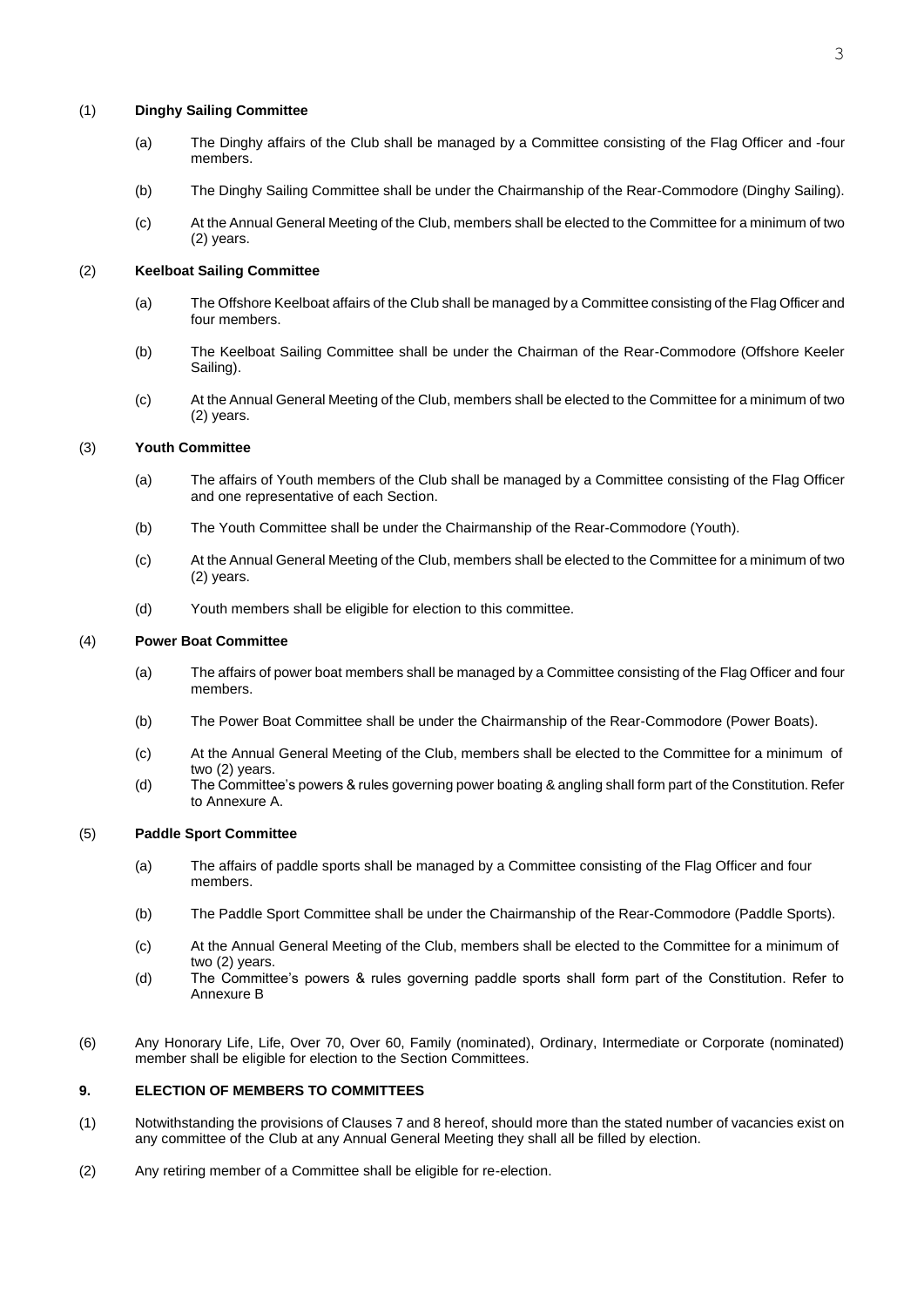(1) **Dinghy Sailing Committee**

(a) The Dinghy affairs of the Club shall be managed by a Committee consisting of the Flag Officer and -four members.

(b) The Dinghy Sailing Committee shall be under the Chairmanship of the Rear-Commodore (Dinghy Sailing).

(c) At the Annual General Meeting of the Club, members shall be elected to the Committee for a minimum of two (2) years.

(2) **Keelboat Sailing Committee**

(a) The Offshore Keelboat affairs of the Club shall be managed by a Committee consisting of the Flag Officer and four members.

(b) The Keelboat Sailing Committee shall be under the Chairman of the Rear-Commodore (Offshore Keeler Sailing).

(c) At the Annual General Meeting of the Club, members shall be elected to the Committee for a minimum of two (2) years.

(3) **Youth Committee**

(a) The affairs of Youth members of the Club shall be managed by a Committee consisting of the Flag Officer and one representative of each Section.

(b) The Youth Committee shall be under the Chairmanship of the Rear-Commodore (Youth).

(c) At the Annual General Meeting of the Club, members shall be elected to the Committee for a minimum of two (2) years.

(d) Youth members shall be eligible for election to this committee.

(4) **Power Boat Committee**

(a) The affairs of power boat members shall be managed by a Committee consisting of the Flag Officer and four members.

(b) The Power Boat Committee shall be under the Chairmanship of the Rear-Commodore (Power Boats).

(c) At the Annual General Meeting of the Club, members shall be elected to the Committee for a minimum of two (2) years.

(d) The Committee's powers & rules governing power boating & angling shall form part of the Constitution. Refer to Annexure A.

(5) **Paddle Sport Committee**

(a) The affairs of paddle sports shall be managed by a Committee consisting of the Flag Officer and four members.

(b) The Paddle Sport Committee shall be under the Chairmanship of the Rear-Commodore (Paddle Sports).

(c) At the Annual General Meeting of the Club, members shall be elected to the Committee for a minimum of two (2) years.

(d) The Committee's powers & rules governing paddle sports shall form part of the Constitution. Refer to Annexure B

(6) Any Honorary Life, Life, Over 70, Over 60, Family (nominated), Ordinary, Intermediate or Corporate (nominated) member shall be eligible for election to the Section Committees.

## 9. ELECTION OF MEMBERS TO COMMITTEES

(1) Notwithstanding the provisions of Clauses 7 and 8 hereof, should more than the stated number of vacancies exist on any committee of the Club at any Annual General Meeting they shall all be filled by election.

(2) Any retiring member of a Committee shall be eligible for re-election.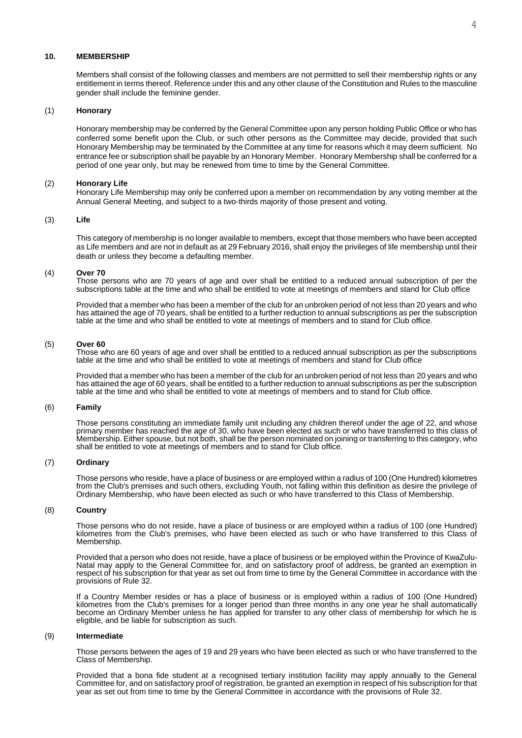## 10. MEMBERSHIP

Members shall consist of the following classes and members are not permitted to sell their membership rights or any entitlement in terms thereof. Reference under this and any other clause of the Constitution and Rules to the masculine gender shall include the feminine gender.

### (1) Honorary

Honorary membership may be conferred by the General Committee upon any person holding Public Office or who has conferred some benefit upon the Club, or such other persons as the Committee may decide, provided that such Honorary Membership may be terminated by the Committee at any time for reasons which it may deem sufficient. No entrance fee or subscription shall be payable by an Honorary Member. Honorary Membership shall be conferred for a period of one year only, but may be renewed from time to time by the General Committee.

### (2) Honorary Life

Honorary Life Membership may only be conferred upon a member on recommendation by any voting member at the Annual General Meeting, and subject to a two-thirds majority of those present and voting.

### (3) Life

This category of membership is no longer available to members, except that those members who have been accepted as Life members and are not in default as at 29 February 2016, shall enjoy the privileges of life membership until their death or unless they become a defaulting member.

### (4) Over 70

Those persons who are 70 years of age and over shall be entitled to a reduced annual subscription of per the subscriptions table at the time and who shall be entitled to vote at meetings of members and stand for Club office

Provided that a member who has been a member of the club for an unbroken period of not less than 20 years and who has attained the age of 70 years, shall be entitled to a further reduction to annual subscriptions as per the subscription table at the time and who shall be entitled to vote at meetings of members and to stand for Club office.

### (5) Over 60

Those who are 60 years of age and over shall be entitled to a reduced annual subscription as per the subscriptions table at the time and who shall be entitled to vote at meetings of members and stand for Club office

Provided that a member who has been a member of the club for an unbroken period of not less than 20 years and who has attained the age of 60 years, shall be entitled to a further reduction to annual subscriptions as per the subscription table at the time and who shall be entitled to vote at meetings of members and to stand for Club office.

### (6) Family

Those persons constituting an immediate family unit including any children thereof under the age of 22, and whose primary member has reached the age of 30, who have been elected as such or who have transferred to this class of Membership. Either spouse, but not both, shall be the person nominated on joining or transferring to this category, who shall be entitled to vote at meetings of members and to stand for Club office.

### (7) Ordinary

Those persons who reside, have a place of business or are employed within a radius of 100 (One Hundred) kilometres from the Club's premises and such others, excluding Youth, not falling within this definition as desire the privilege of Ordinary Membership, who have been elected as such or who have transferred to this Class of Membership.

### (8) Country

Those persons who do not reside, have a place of business or are employed within a radius of 100 (one Hundred) kilometres from the Club's premises, who have been elected as such or who have transferred to this Class of Membership.

Provided that a person who does not reside, have a place of business or be employed within the Province of KwaZulu-Natal may apply to the General Committee for, and on satisfactory proof of address, be granted an exemption in respect of his subscription for that year as set out from time to time by the General Committee in accordance with the provisions of Rule 32.

If a Country Member resides or has a place of business or is employed within a radius of 100 (One Hundred) kilometres from the Club's premises for a longer period than three months in any one year he shall automatically become an Ordinary Member unless he has applied for transfer to any other class of membership for which he is eligible, and be liable for subscription as such.

### (9) Intermediate

Those persons between the ages of 19 and 29 years who have been elected as such or who have transferred to the Class of Membership.

Provided that a bona fide student at a recognised tertiary institution facility may apply annually to the General Committee for, and on satisfactory proof of registration, be granted an exemption in respect of his subscription for that year as set out from time to time by the General Committee in accordance with the provisions of Rule 32.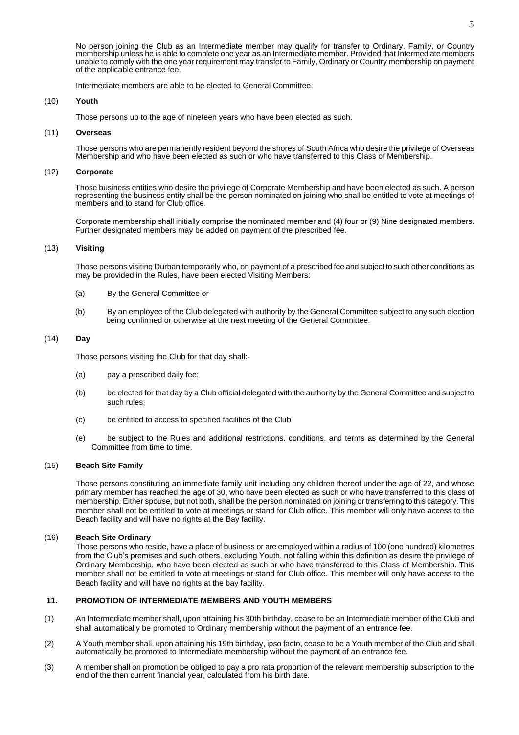No person joining the Club as an Intermediate member may qualify for transfer to Ordinary, Family, or Country membership unless he is able to complete one year as an Intermediate member. Provided that Intermediate members unable to comply with the one year requirement may transfer to Family, Ordinary or Country membership on payment of the applicable entrance fee.

Intermediate members are able to be elected to General Committee.

(10) **Youth**

Those persons up to the age of nineteen years who have been elected as such.

(11) **Overseas**

Those persons who are permanently resident beyond the shores of South Africa who desire the privilege of Overseas Membership and who have been elected as such or who have transferred to this Class of Membership.

(12) **Corporate**

Those business entities who desire the privilege of Corporate Membership and have been elected as such. A person representing the business entity shall be the person nominated on joining who shall be entitled to vote at meetings of members and to stand for Club office.

Corporate membership shall initially comprise the nominated member and (4) four or (9) Nine designated members. Further designated members may be added on payment of the prescribed fee.

(13) **Visiting**

Those persons visiting Durban temporarily who, on payment of a prescribed fee and subject to such other conditions as may be provided in the Rules, have been elected Visiting Members:

(a) By the General Committee or

(b) By an employee of the Club delegated with authority by the General Committee subject to any such election being confirmed or otherwise at the next meeting of the General Committee.

(14) **Day**

Those persons visiting the Club for that day shall:-

(a) pay a prescribed daily fee;

(b) be elected for that day by a Club official delegated with the authority by the General Committee and subject to such rules;

(c) be entitled to access to specified facilities of the Club

(e) be subject to the Rules and additional restrictions, conditions, and terms as determined by the General Committee from time to time.

(15) **Beach Site Family**

Those persons constituting an immediate family unit including any children thereof under the age of 22, and whose primary member has reached the age of 30, who have been elected as such or who have transferred to this class of membership. Either spouse, but not both, shall be the person nominated on joining or transferring to this category. This member shall not be entitled to vote at meetings or stand for Club office. This member will only have access to the Beach facility and will have no rights at the Bay facility.

(16) **Beach Site Ordinary**

Those persons who reside, have a place of business or are employed within a radius of 100 (one hundred) kilometres from the Club's premises and such others, excluding Youth, not falling within this definition as desire the privilege of Ordinary Membership, who have been elected as such or who have transferred to this Class of Membership. This member shall not be entitled to vote at meetings or stand for Club office. This member will only have access to the Beach facility and will have no rights at the bay facility.

## 11. PROMOTION OF INTERMEDIATE MEMBERS AND YOUTH MEMBERS

(1) An Intermediate member shall, upon attaining his 30th birthday, cease to be an Intermediate member of the Club and shall automatically be promoted to Ordinary membership without the payment of an entrance fee.

(2) A Youth member shall, upon attaining his 19th birthday, ipso facto, cease to be a Youth member of the Club and shall automatically be promoted to Intermediate membership without the payment of an entrance fee.

(3) A member shall on promotion be obliged to pay a pro rata proportion of the relevant membership subscription to the end of the then current financial year, calculated from his birth date.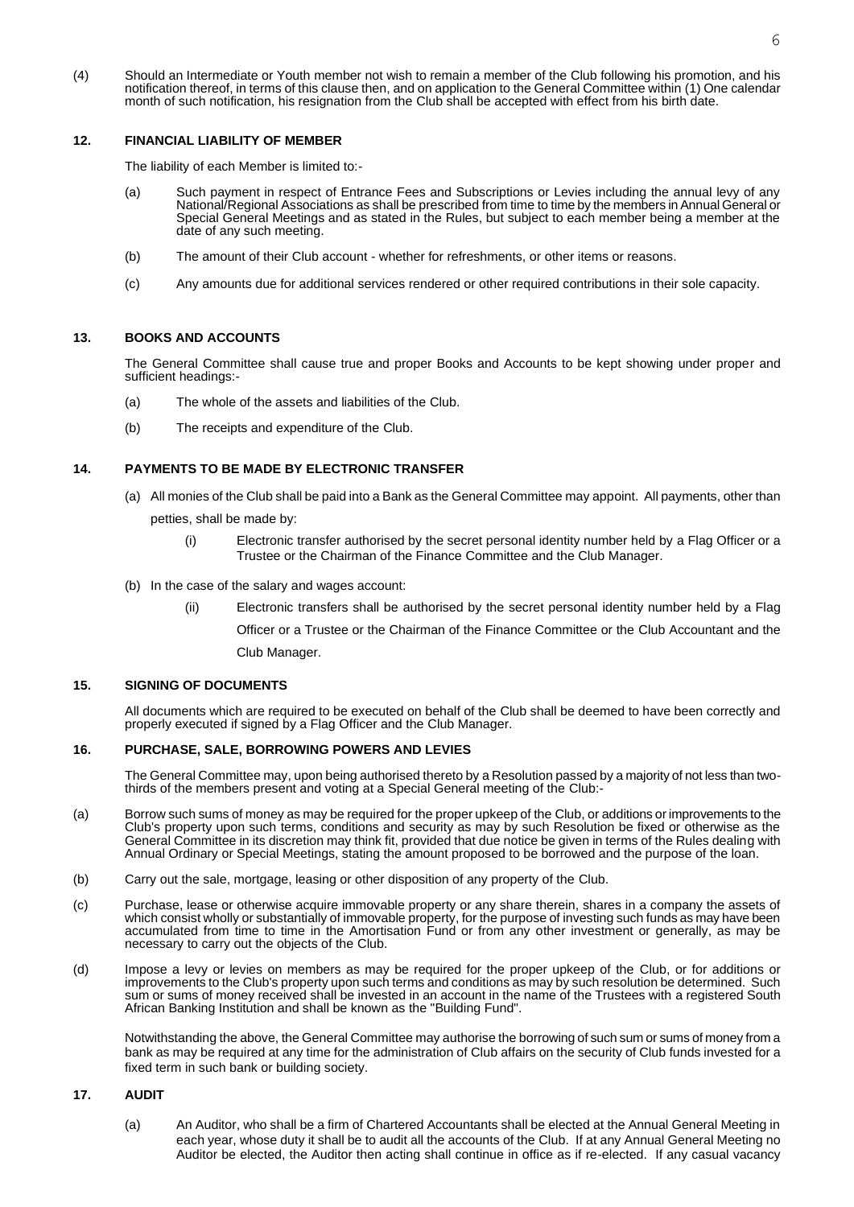(4) Should an Intermediate or Youth member not wish to remain a member of the Club following his promotion, and his notification thereof, in terms of this clause then, and on application to the General Committee within (1) One calendar month of such notification, his resignation from the Club shall be accepted with effect from his birth date.

## 12. FINANCIAL LIABILITY OF MEMBER

The liability of each Member is limited to:-

(a) Such payment in respect of Entrance Fees and Subscriptions or Levies including the annual levy of any National/Regional Associations as shall be prescribed from time to time by the members in Annual General or Special General Meetings and as stated in the Rules, but subject to each member being a member at the date of any such meeting.

(b) The amount of their Club account - whether for refreshments, or other items or reasons.

(c) Any amounts due for additional services rendered or other required contributions in their sole capacity.

## 13. BOOKS AND ACCOUNTS

The General Committee shall cause true and proper Books and Accounts to be kept showing under proper and sufficient headings:-

(a) The whole of the assets and liabilities of the Club.

(b) The receipts and expenditure of the Club.

## 14. PAYMENTS TO BE MADE BY ELECTRONIC TRANSFER

(a) All monies of the Club shall be paid into a Bank as the General Committee may appoint. All payments, other than petties, shall be made by:

(i) Electronic transfer authorised by the secret personal identity number held by a Flag Officer or a Trustee or the Chairman of the Finance Committee and the Club Manager.

(b) In the case of the salary and wages account:

(ii) Electronic transfers shall be authorised by the secret personal identity number held by a Flag Officer or a Trustee or the Chairman of the Finance Committee or the Club Accountant and the Club Manager.

## 15. SIGNING OF DOCUMENTS

All documents which are required to be executed on behalf of the Club shall be deemed to have been correctly and properly executed if signed by a Flag Officer and the Club Manager.

## 16. PURCHASE, SALE, BORROWING POWERS AND LEVIES

The General Committee may, upon being authorised thereto by a Resolution passed by a majority of not less than two-thirds of the members present and voting at a Special General meeting of the Club:-

(a) Borrow such sums of money as may be required for the proper upkeep of the Club, or additions or improvements to the Club's property upon such terms, conditions and security as may by such Resolution be fixed or otherwise as the General Committee in its discretion may think fit, provided that due notice be given in terms of the Rules dealing with Annual Ordinary or Special Meetings, stating the amount proposed to be borrowed and the purpose of the loan.

(b) Carry out the sale, mortgage, leasing or other disposition of any property of the Club.

(c) Purchase, lease or otherwise acquire immovable property or any share therein, shares in a company the assets of which consist wholly or substantially of immovable property, for the purpose of investing such funds as may have been accumulated from time to time in the Amortisation Fund or from any other investment or generally, as may be necessary to carry out the objects of the Club.

(d) Impose a levy or levies on members as may be required for the proper upkeep of the Club, or for additions or improvements to the Club's property upon such terms and conditions as may by such resolution be determined. Such sum or sums of money received shall be invested in an account in the name of the Trustees with a registered South African Banking Institution and shall be known as the "Building Fund".

Notwithstanding the above, the General Committee may authorise the borrowing of such sum or sums of money from a bank as may be required at any time for the administration of Club affairs on the security of Club funds invested for a fixed term in such bank or building society.

## 17. AUDIT

(a) An Auditor, who shall be a firm of Chartered Accountants shall be elected at the Annual General Meeting in each year, whose duty it shall be to audit all the accounts of the Club. If at any Annual General Meeting no Auditor be elected, the Auditor then acting shall continue in office as if re-elected. If any casual vacancy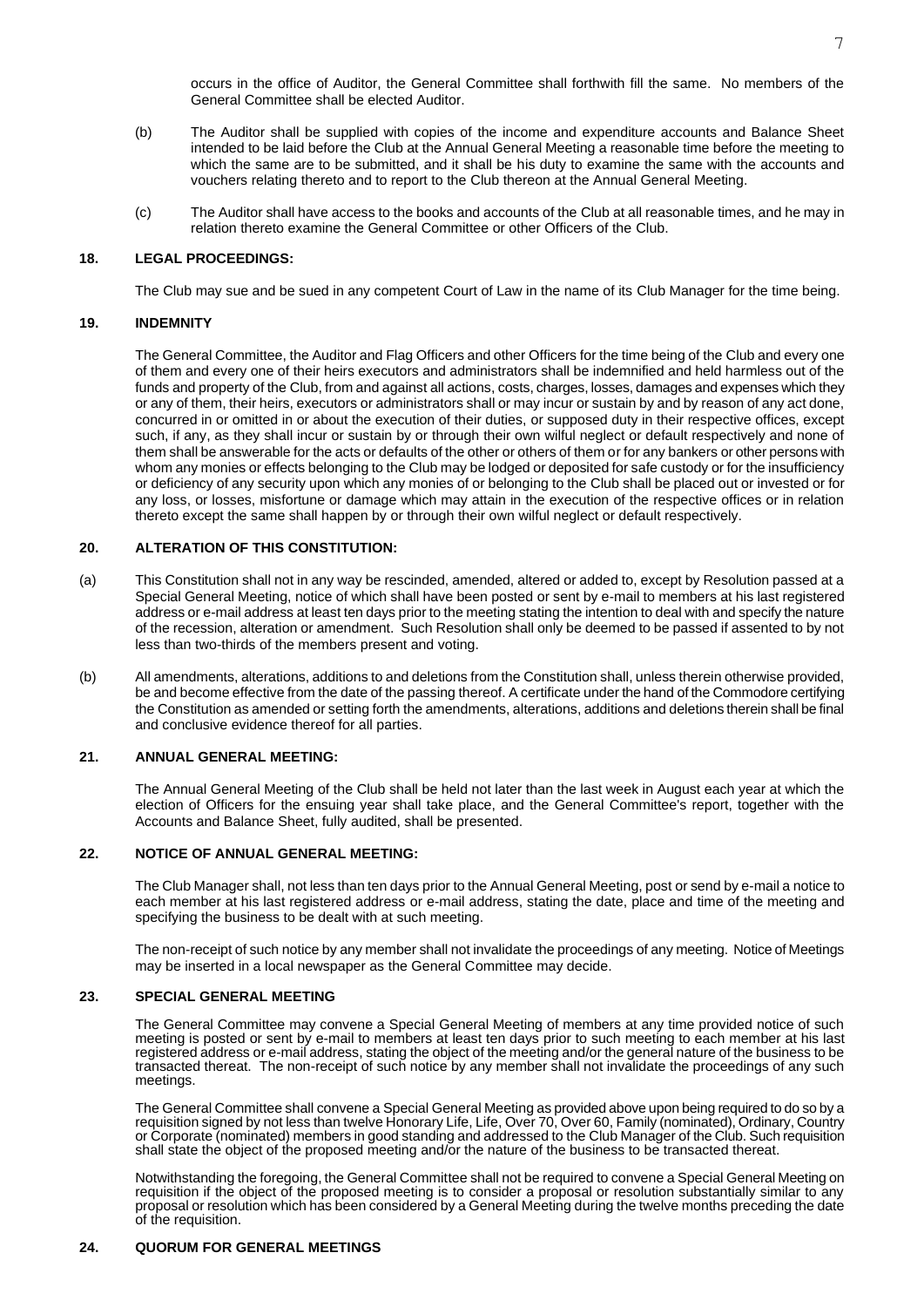occurs in the office of Auditor, the General Committee shall forthwith fill the same. No members of the General Committee shall be elected Auditor.

(b) The Auditor shall be supplied with copies of the income and expenditure accounts and Balance Sheet intended to be laid before the Club at the Annual General Meeting a reasonable time before the meeting to which the same are to be submitted, and it shall be his duty to examine the same with the accounts and vouchers relating thereto and to report to the Club thereon at the Annual General Meeting.

(c) The Auditor shall have access to the books and accounts of the Club at all reasonable times, and he may in relation thereto examine the General Committee or other Officers of the Club.

## 18. LEGAL PROCEEDINGS:

The Club may sue and be sued in any competent Court of Law in the name of its Club Manager for the time being.

## 19. INDEMNITY

The General Committee, the Auditor and Flag Officers and other Officers for the time being of the Club and every one of them and every one of their heirs executors and administrators shall be indemnified and held harmless out of the funds and property of the Club, from and against all actions, costs, charges, losses, damages and expenses which they or any of them, their heirs, executors or administrators shall or may incur or sustain by and by reason of any act done, concurred in or omitted in or about the execution of their duties, or supposed duty in their respective offices, except such, if any, as they shall incur or sustain by or through their own wilful neglect or default respectively and none of them shall be answerable for the acts or defaults of the other or others of them or for any bankers or other persons with whom any monies or effects belonging to the Club may be lodged or deposited for safe custody or for the insufficiency or deficiency of any security upon which any monies of or belonging to the Club shall be placed out or invested or for any loss, or losses, misfortune or damage which may attain in the execution of the respective offices or in relation thereto except the same shall happen by or through their own wilful neglect or default respectively.

## 20. ALTERATION OF THIS CONSTITUTION:

(a) This Constitution shall not in any way be rescinded, amended, altered or added to, except by Resolution passed at a Special General Meeting, notice of which shall have been posted or sent by e-mail to members at his last registered address or e-mail address at least ten days prior to the meeting stating the intention to deal with and specify the nature of the recession, alteration or amendment. Such Resolution shall only be deemed to be passed if assented to by not less than two-thirds of the members present and voting.

(b) All amendments, alterations, additions to and deletions from the Constitution shall, unless therein otherwise provided, be and become effective from the date of the passing thereof. A certificate under the hand of the Commodore certifying the Constitution as amended or setting forth the amendments, alterations, additions and deletions therein shall be final and conclusive evidence thereof for all parties.

## 21. ANNUAL GENERAL MEETING:

The Annual General Meeting of the Club shall be held not later than the last week in August each year at which the election of Officers for the ensuing year shall take place, and the General Committee's report, together with the Accounts and Balance Sheet, fully audited, shall be presented.

## 22. NOTICE OF ANNUAL GENERAL MEETING:

The Club Manager shall, not less than ten days prior to the Annual General Meeting, post or send by e-mail a notice to each member at his last registered address or e-mail address, stating the date, place and time of the meeting and specifying the business to be dealt with at such meeting.

The non-receipt of such notice by any member shall not invalidate the proceedings of any meeting. Notice of Meetings may be inserted in a local newspaper as the General Committee may decide.

## 23. SPECIAL GENERAL MEETING

The General Committee may convene a Special General Meeting of members at any time provided notice of such meeting is posted or sent by e-mail to members at least ten days prior to such meeting to each member at his last registered address or e-mail address, stating the object of the meeting and/or the general nature of the business to be transacted thereat. The non-receipt of such notice by any member shall not invalidate the proceedings of any such meetings.

The General Committee shall convene a Special General Meeting as provided above upon being required to do so by a requisition signed by not less than twelve Honorary Life, Life, Over 70, Over 60, Family (nominated), Ordinary, Country or Corporate (nominated) members in good standing and addressed to the Club Manager of the Club. Such requisition shall state the object of the proposed meeting and/or the nature of the business to be transacted thereat.

Notwithstanding the foregoing, the General Committee shall not be required to convene a Special General Meeting on requisition if the object of the proposed meeting is to consider a proposal or resolution substantially similar to any proposal or resolution which has been considered by a General Meeting during the twelve months preceding the date of the requisition.

## 24. QUORUM FOR GENERAL MEETINGS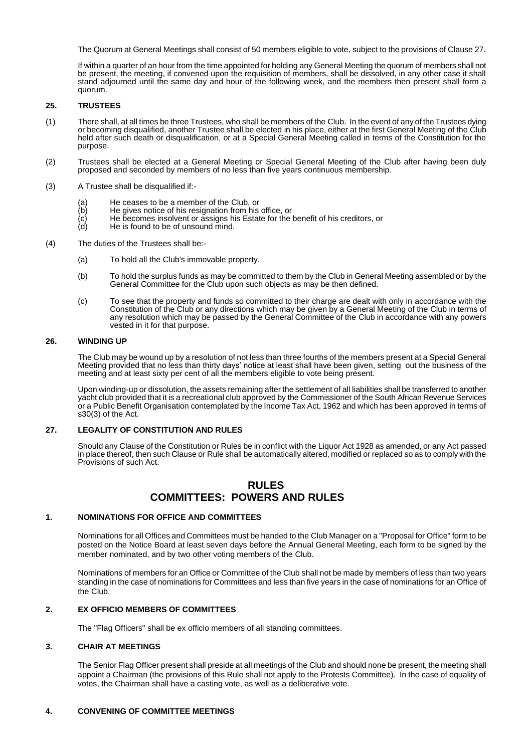The Quorum at General Meetings shall consist of 50 members eligible to vote, subject to the provisions of Clause 27.

If within a quarter of an hour from the time appointed for holding any General Meeting the quorum of members shall not be present, the meeting, if convened upon the requisition of members, shall be dissolved, in any other case it shall stand adjourned until the same day and hour of the following week, and the members then present shall form a quorum.

### 25. TRUSTEES

(1) There shall, at all times be three Trustees, who shall be members of the Club. In the event of any of the Trustees dying or becoming disqualified, another Trustee shall be elected in his place, either at the first General Meeting of the Club held after such death or disqualification, or at a Special General Meeting called in terms of the Constitution for the purpose.

(2) Trustees shall be elected at a General Meeting or Special General Meeting of the Club after having been duly proposed and seconded by members of no less than five years continuous membership.

(3) A Trustee shall be disqualified if:-

- (a) He ceases to be a member of the Club, or
- (b) He gives notice of his resignation from his office, or
- (c) He becomes insolvent or assigns his Estate for the benefit of his creditors, or
- (d) He is found to be of unsound mind.

(4) The duties of the Trustees shall be:-

- (a) To hold all the Club's immovable property.
- (b) To hold the surplus funds as may be committed to them by the Club in General Meeting assembled or by the General Committee for the Club upon such objects as may be then defined.
- (c) To see that the property and funds so committed to their charge are dealt with only in accordance with the Constitution of the Club or any directions which may be given by a General Meeting of the Club in terms of any resolution which may be passed by the General Committee of the Club in accordance with any powers vested in it for that purpose.

### 26. WINDING UP

The Club may be wound up by a resolution of not less than three fourths of the members present at a Special General Meeting provided that no less than thirty days' notice at least shall have been given, setting out the business of the meeting and at least sixty per cent of all the members eligible to vote being present.

Upon winding-up or dissolution, the assets remaining after the settlement of all liabilities shall be transferred to another yacht club provided that it is a recreational club approved by the Commissioner of the South African Revenue Services or a Public Benefit Organisation contemplated by the Income Tax Act, 1962 and which has been approved in terms of s30(3) of the Act.

### 27. LEGALITY OF CONSTITUTION AND RULES

Should any Clause of the Constitution or Rules be in conflict with the Liquor Act 1928 as amended, or any Act passed in place thereof, then such Clause or Rule shall be automatically altered, modified or replaced so as to comply with the Provisions of such Act.

## RULES
## COMMITTEES: POWERS AND RULES

### 1. NOMINATIONS FOR OFFICE AND COMMITTEES

Nominations for all Offices and Committees must be handed to the Club Manager on a "Proposal for Office" form to be posted on the Notice Board at least seven days before the Annual General Meeting, each form to be signed by the member nominated, and by two other voting members of the Club.

Nominations of members for an Office or Committee of the Club shall not be made by members of less than two years standing in the case of nominations for Committees and less than five years in the case of nominations for an Office of the Club.

### 2. EX OFFICIO MEMBERS OF COMMITTEES

The "Flag Officers" shall be ex officio members of all standing committees.

### 3. CHAIR AT MEETINGS

The Senior Flag Officer present shall preside at all meetings of the Club and should none be present, the meeting shall appoint a Chairman (the provisions of this Rule shall not apply to the Protests Committee). In the case of equality of votes, the Chairman shall have a casting vote, as well as a deliberative vote.

### 4. CONVENING OF COMMITTEE MEETINGS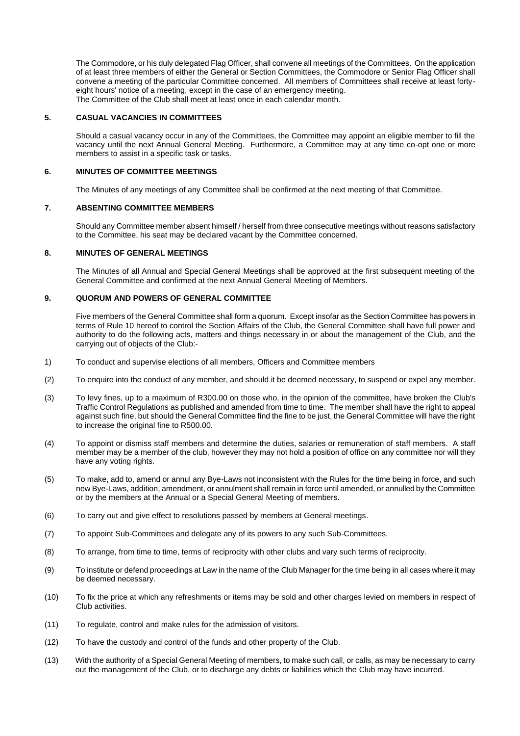The Commodore, or his duly delegated Flag Officer, shall convene all meetings of the Committees. On the application of at least three members of either the General or Section Committees, the Commodore or Senior Flag Officer shall convene a meeting of the particular Committee concerned. All members of Committees shall receive at least forty-eight hours' notice of a meeting, except in the case of an emergency meeting.
The Committee of the Club shall meet at least once in each calendar month.

### 5. CASUAL VACANCIES IN COMMITTEES

Should a casual vacancy occur in any of the Committees, the Committee may appoint an eligible member to fill the vacancy until the next Annual General Meeting. Furthermore, a Committee may at any time co-opt one or more members to assist in a specific task or tasks.

### 6. MINUTES OF COMMITTEE MEETINGS

The Minutes of any meetings of any Committee shall be confirmed at the next meeting of that Committee.

### 7. ABSENTING COMMITTEE MEMBERS

Should any Committee member absent himself / herself from three consecutive meetings without reasons satisfactory to the Committee, his seat may be declared vacant by the Committee concerned.

### 8. MINUTES OF GENERAL MEETINGS

The Minutes of all Annual and Special General Meetings shall be approved at the first subsequent meeting of the General Committee and confirmed at the next Annual General Meeting of Members.

### 9. QUORUM AND POWERS OF GENERAL COMMITTEE

Five members of the General Committee shall form a quorum. Except insofar as the Section Committee has powers in terms of Rule 10 hereof to control the Section Affairs of the Club, the General Committee shall have full power and authority to do the following acts, matters and things necessary in or about the management of the Club, and the carrying out of objects of the Club:-

1) To conduct and supervise elections of all members, Officers and Committee members

(2) To enquire into the conduct of any member, and should it be deemed necessary, to suspend or expel any member.

(3) To levy fines, up to a maximum of R300.00 on those who, in the opinion of the committee, have broken the Club's Traffic Control Regulations as published and amended from time to time. The member shall have the right to appeal against such fine, but should the General Committee find the fine to be just, the General Committee will have the right to increase the original fine to R500.00.

(4) To appoint or dismiss staff members and determine the duties, salaries or remuneration of staff members. A staff member may be a member of the club, however they may not hold a position of office on any committee nor will they have any voting rights.

(5) To make, add to, amend or annul any Bye-Laws not inconsistent with the Rules for the time being in force, and such new Bye-Laws, addition, amendment, or annulment shall remain in force until amended, or annulled by the Committee or by the members at the Annual or a Special General Meeting of members.

(6) To carry out and give effect to resolutions passed by members at General meetings.

(7) To appoint Sub-Committees and delegate any of its powers to any such Sub-Committees.

(8) To arrange, from time to time, terms of reciprocity with other clubs and vary such terms of reciprocity.

(9) To institute or defend proceedings at Law in the name of the Club Manager for the time being in all cases where it may be deemed necessary.

(10) To fix the price at which any refreshments or items may be sold and other charges levied on members in respect of Club activities.

(11) To regulate, control and make rules for the admission of visitors.

(12) To have the custody and control of the funds and other property of the Club.

(13) With the authority of a Special General Meeting of members, to make such call, or calls, as may be necessary to carry out the management of the Club, or to discharge any debts or liabilities which the Club may have incurred.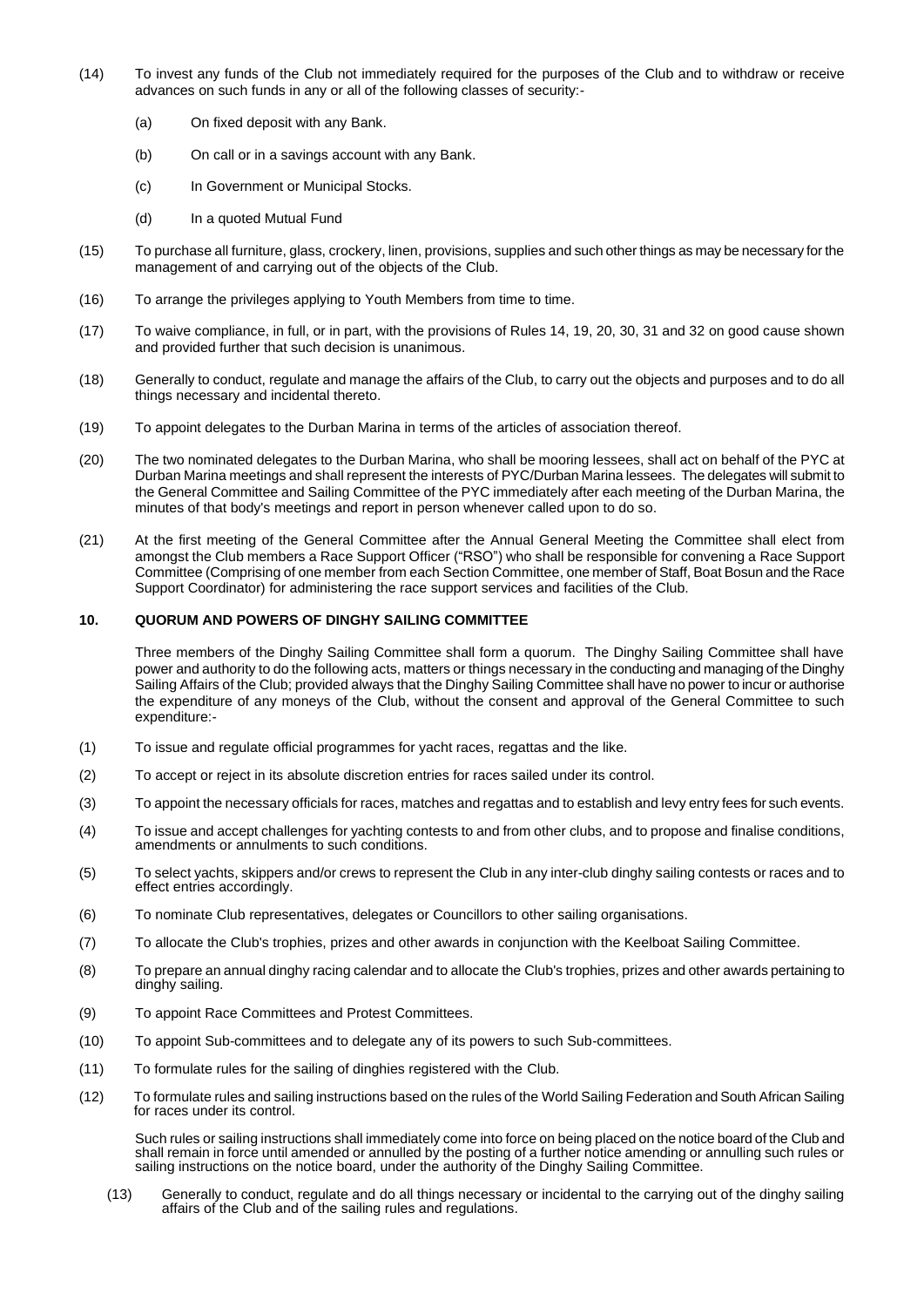(14) To invest any funds of the Club not immediately required for the purposes of the Club and to withdraw or receive advances on such funds in any or all of the following classes of security:-

   (a) On fixed deposit with any Bank.

   (b) On call or in a savings account with any Bank.

   (c) In Government or Municipal Stocks.

   (d) In a quoted Mutual Fund

(15) To purchase all furniture, glass, crockery, linen, provisions, supplies and such other things as may be necessary for the management of and carrying out of the objects of the Club.

(16) To arrange the privileges applying to Youth Members from time to time.

(17) To waive compliance, in full, or in part, with the provisions of Rules 14, 19, 20, 30, 31 and 32 on good cause shown and provided further that such decision is unanimous.

(18) Generally to conduct, regulate and manage the affairs of the Club, to carry out the objects and purposes and to do all things necessary and incidental thereto.

(19) To appoint delegates to the Durban Marina in terms of the articles of association thereof.

(20) The two nominated delegates to the Durban Marina, who shall be mooring lessees, shall act on behalf of the PYC at Durban Marina meetings and shall represent the interests of PYC/Durban Marina lessees. The delegates will submit to the General Committee and Sailing Committee of the PYC immediately after each meeting of the Durban Marina, the minutes of that body's meetings and report in person whenever called upon to do so.

(21) At the first meeting of the General Committee after the Annual General Meeting the Committee shall elect from amongst the Club members a Race Support Officer ("RSO") who shall be responsible for convening a Race Support Committee (Comprising of one member from each Section Committee, one member of Staff, Boat Bosun and the Race Support Coordinator) for administering the race support services and facilities of the Club.

## 10. QUORUM AND POWERS OF DINGHY SAILING COMMITTEE

Three members of the Dinghy Sailing Committee shall form a quorum. The Dinghy Sailing Committee shall have power and authority to do the following acts, matters or things necessary in the conducting and managing of the Dinghy Sailing Affairs of the Club; provided always that the Dinghy Sailing Committee shall have no power to incur or authorise the expenditure of any moneys of the Club, without the consent and approval of the General Committee to such expenditure:-

(1) To issue and regulate official programmes for yacht races, regattas and the like.

(2) To accept or reject in its absolute discretion entries for races sailed under its control.

(3) To appoint the necessary officials for races, matches and regattas and to establish and levy entry fees for such events.

(4) To issue and accept challenges for yachting contests to and from other clubs, and to propose and finalise conditions, amendments or annulments to such conditions.

(5) To select yachts, skippers and/or crews to represent the Club in any inter-club dinghy sailing contests or races and to effect entries accordingly.

(6) To nominate Club representatives, delegates or Councillors to other sailing organisations.

(7) To allocate the Club's trophies, prizes and other awards in conjunction with the Keelboat Sailing Committee.

(8) To prepare an annual dinghy racing calendar and to allocate the Club's trophies, prizes and other awards pertaining to dinghy sailing.

(9) To appoint Race Committees and Protest Committees.

(10) To appoint Sub-committees and to delegate any of its powers to such Sub-committees.

(11) To formulate rules for the sailing of dinghies registered with the Club.

(12) To formulate rules and sailing instructions based on the rules of the World Sailing Federation and South African Sailing for races under its control.

Such rules or sailing instructions shall immediately come into force on being placed on the notice board of the Club and shall remain in force until amended or annulled by the posting of a further notice amending or annulling such rules or sailing instructions on the notice board, under the authority of the Dinghy Sailing Committee.

(13) Generally to conduct, regulate and do all things necessary or incidental to the carrying out of the dinghy sailing affairs of the Club and of the sailing rules and regulations.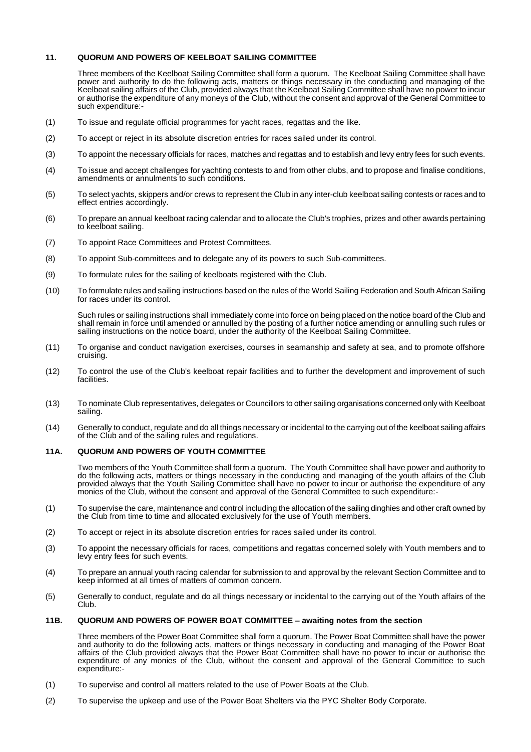## 11. QUORUM AND POWERS OF KEELBOAT SAILING COMMITTEE

Three members of the Keelboat Sailing Committee shall form a quorum. The Keelboat Sailing Committee shall have power and authority to do the following acts, matters or things necessary in the conducting and managing of the Keelboat sailing affairs of the Club, provided always that the Keelboat Sailing Committee shall have no power to incur or authorise the expenditure of any moneys of the Club, without the consent and approval of the General Committee to such expenditure:-

(1) To issue and regulate official programmes for yacht races, regattas and the like.

(2) To accept or reject in its absolute discretion entries for races sailed under its control.

(3) To appoint the necessary officials for races, matches and regattas and to establish and levy entry fees for such events.

(4) To issue and accept challenges for yachting contests to and from other clubs, and to propose and finalise conditions, amendments or annulments to such conditions.

(5) To select yachts, skippers and/or crews to represent the Club in any inter-club keelboat sailing contests or races and to effect entries accordingly.

(6) To prepare an annual keelboat racing calendar and to allocate the Club's trophies, prizes and other awards pertaining to keelboat sailing.

(7) To appoint Race Committees and Protest Committees.

(8) To appoint Sub-committees and to delegate any of its powers to such Sub-committees.

(9) To formulate rules for the sailing of keelboats registered with the Club.

(10) To formulate rules and sailing instructions based on the rules of the World Sailing Federation and South African Sailing for races under its control.

Such rules or sailing instructions shall immediately come into force on being placed on the notice board of the Club and shall remain in force until amended or annulled by the posting of a further notice amending or annulling such rules or sailing instructions on the notice board, under the authority of the Keelboat Sailing Committee.

(11) To organise and conduct navigation exercises, courses in seamanship and safety at sea, and to promote offshore cruising.

(12) To control the use of the Club's keelboat repair facilities and to further the development and improvement of such facilities.

(13) To nominate Club representatives, delegates or Councillors to other sailing organisations concerned only with Keelboat sailing.

(14) Generally to conduct, regulate and do all things necessary or incidental to the carrying out of the keelboat sailing affairs of the Club and of the sailing rules and regulations.

## 11A. QUORUM AND POWERS OF YOUTH COMMITTEE

Two members of the Youth Committee shall form a quorum. The Youth Committee shall have power and authority to do the following acts, matters or things necessary in the conducting and managing of the youth affairs of the Club provided always that the Youth Sailing Committee shall have no power to incur or authorise the expenditure of any monies of the Club, without the consent and approval of the General Committee to such expenditure:-

(1) To supervise the care, maintenance and control including the allocation of the sailing dinghies and other craft owned by the Club from time to time and allocated exclusively for the use of Youth members.

(2) To accept or reject in its absolute discretion entries for races sailed under its control.

(3) To appoint the necessary officials for races, competitions and regattas concerned solely with Youth members and to levy entry fees for such events.

(4) To prepare an annual youth racing calendar for submission to and approval by the relevant Section Committee and to keep informed at all times of matters of common concern.

(5) Generally to conduct, regulate and do all things necessary or incidental to the carrying out of the Youth affairs of the Club.

## 11B. QUORUM AND POWERS OF POWER BOAT COMMITTEE – awaiting notes from the section

Three members of the Power Boat Committee shall form a quorum. The Power Boat Committee shall have the power and authority to do the following acts, matters or things necessary in conducting and managing of the Power Boat affairs of the Club provided always that the Power Boat Committee shall have no power to incur or authorise the expenditure of any monies of the Club, without the consent and approval of the General Committee to such expenditure:-

(1) To supervise and control all matters related to the use of Power Boats at the Club.

(2) To supervise the upkeep and use of the Power Boat Shelters via the PYC Shelter Body Corporate.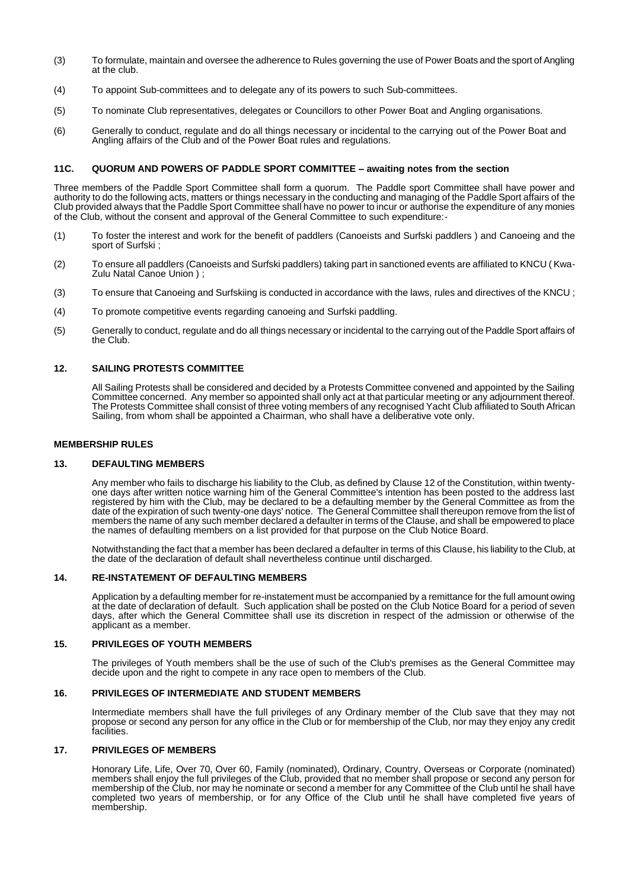(3) To formulate, maintain and oversee the adherence to Rules governing the use of Power Boats and the sport of Angling at the club.

(4) To appoint Sub-committees and to delegate any of its powers to such Sub-committees.

(5) To nominate Club representatives, delegates or Councillors to other Power Boat and Angling organisations.

(6) Generally to conduct, regulate and do all things necessary or incidental to the carrying out of the Power Boat and Angling affairs of the Club and of the Power Boat rules and regulations.

### 11C. QUORUM AND POWERS OF PADDLE SPORT COMMITTEE – awaiting notes from the section

Three members of the Paddle Sport Committee shall form a quorum. The Paddle sport Committee shall have power and authority to do the following acts, matters or things necessary in the conducting and managing of the Paddle Sport affairs of the Club provided always that the Paddle Sport Committee shall have no power to incur or authorise the expenditure of any monies of the Club, without the consent and approval of the General Committee to such expenditure:-

(1) To foster the interest and work for the benefit of paddlers (Canoeists and Surfski paddlers ) and Canoeing and the sport of Surfski ;

(2) To ensure all paddlers (Canoeists and Surfski paddlers) taking part in sanctioned events are affiliated to KNCU ( Kwa-Zulu Natal Canoe Union ) ;

(3) To ensure that Canoeing and Surfskiing is conducted in accordance with the laws, rules and directives of the KNCU ;

(4) To promote competitive events regarding canoeing and Surfski paddling.

(5) Generally to conduct, regulate and do all things necessary or incidental to the carrying out of the Paddle Sport affairs of the Club.

### 12. SAILING PROTESTS COMMITTEE

All Sailing Protests shall be considered and decided by a Protests Committee convened and appointed by the Sailing Committee concerned. Any member so appointed shall only act at that particular meeting or any adjournment thereof. The Protests Committee shall consist of three voting members of any recognised Yacht Club affiliated to South African Sailing, from whom shall be appointed a Chairman, who shall have a deliberative vote only.

## MEMBERSHIP RULES

### 13. DEFAULTING MEMBERS

Any member who fails to discharge his liability to the Club, as defined by Clause 12 of the Constitution, within twenty-one days after written notice warning him of the General Committee's intention has been posted to the address last registered by him with the Club, may be declared to be a defaulting member by the General Committee as from the date of the expiration of such twenty-one days' notice. The General Committee shall thereupon remove from the list of members the name of any such member declared a defaulter in terms of the Clause, and shall be empowered to place the names of defaulting members on a list provided for that purpose on the Club Notice Board.

Notwithstanding the fact that a member has been declared a defaulter in terms of this Clause, his liability to the Club, at the date of the declaration of default shall nevertheless continue until discharged.

### 14. RE-INSTATEMENT OF DEFAULTING MEMBERS

Application by a defaulting member for re-instatement must be accompanied by a remittance for the full amount owing at the date of declaration of default. Such application shall be posted on the Club Notice Board for a period of seven days, after which the General Committee shall use its discretion in respect of the admission or otherwise of the applicant as a member.

### 15. PRIVILEGES OF YOUTH MEMBERS

The privileges of Youth members shall be the use of such of the Club's premises as the General Committee may decide upon and the right to compete in any race open to members of the Club.

### 16. PRIVILEGES OF INTERMEDIATE AND STUDENT MEMBERS

Intermediate members shall have the full privileges of any Ordinary member of the Club save that they may not propose or second any person for any office in the Club or for membership of the Club, nor may they enjoy any credit facilities.

### 17. PRIVILEGES OF MEMBERS

Honorary Life, Life, Over 70, Over 60, Family (nominated), Ordinary, Country, Overseas or Corporate (nominated) members shall enjoy the full privileges of the Club, provided that no member shall propose or second any person for membership of the Club, nor may he nominate or second a member for any Committee of the Club until he shall have completed two years of membership, or for any Office of the Club until he shall have completed five years of membership.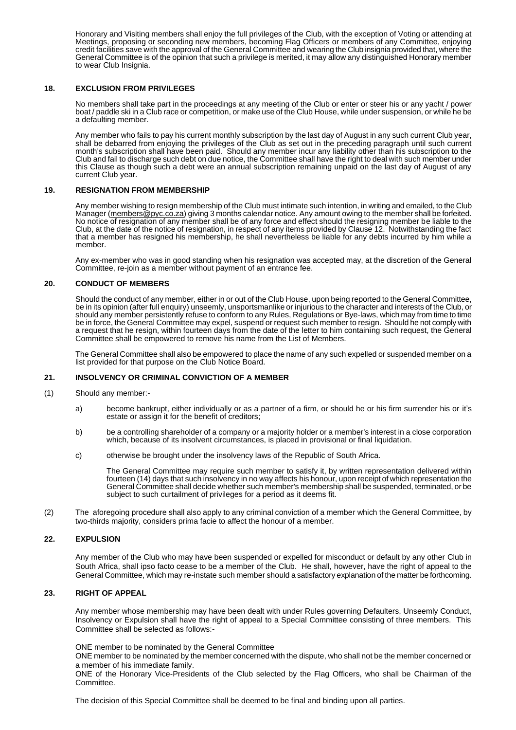Honorary and Visiting members shall enjoy the full privileges of the Club, with the exception of Voting or attending at Meetings, proposing or seconding new members, becoming Flag Officers or members of any Committee, enjoying credit facilities save with the approval of the General Committee and wearing the Club insignia provided that, where the General Committee is of the opinion that such a privilege is merited, it may allow any distinguished Honorary member to wear Club Insignia.

## 18. EXCLUSION FROM PRIVILEGES

No members shall take part in the proceedings at any meeting of the Club or enter or steer his or any yacht / power boat / paddle ski in a Club race or competition, or make use of the Club House, while under suspension, or while he be a defaulting member.

Any member who fails to pay his current monthly subscription by the last day of August in any such current Club year, shall be debarred from enjoying the privileges of the Club as set out in the preceding paragraph until such current month's subscription shall have been paid. Should any member incur any liability other than his subscription to the Club and fail to discharge such debt on due notice, the Committee shall have the right to deal with such member under this Clause as though such a debt were an annual subscription remaining unpaid on the last day of August of any current Club year.

## 19. RESIGNATION FROM MEMBERSHIP

Any member wishing to resign membership of the Club must intimate such intention, in writing and emailed, to the Club Manager (members@pyc.co.za) giving 3 months calendar notice. Any amount owing to the member shall be forfeited. No notice of resignation of any member shall be of any force and effect should the resigning member be liable to the Club, at the date of the notice of resignation, in respect of any items provided by Clause 12. Notwithstanding the fact that a member has resigned his membership, he shall nevertheless be liable for any debts incurred by him while a member.

Any ex-member who was in good standing when his resignation was accepted may, at the discretion of the General Committee, re-join as a member without payment of an entrance fee.

## 20. CONDUCT OF MEMBERS

Should the conduct of any member, either in or out of the Club House, upon being reported to the General Committee, be in its opinion (after full enquiry) unseemly, unsportsmanlike or injurious to the character and interests of the Club, or should any member persistently refuse to conform to any Rules, Regulations or Bye-laws, which may from time to time be in force, the General Committee may expel, suspend or request such member to resign. Should he not comply with a request that he resign, within fourteen days from the date of the letter to him containing such request, the General Committee shall be empowered to remove his name from the List of Members.

The General Committee shall also be empowered to place the name of any such expelled or suspended member on a list provided for that purpose on the Club Notice Board.

## 21. INSOLVENCY OR CRIMINAL CONVICTION OF A MEMBER

(1) Should any member:-

a) become bankrupt, either individually or as a partner of a firm, or should he or his firm surrender his or it's estate or assign it for the benefit of creditors;

b) be a controlling shareholder of a company or a majority holder or a member's interest in a close corporation which, because of its insolvent circumstances, is placed in provisional or final liquidation.

c) otherwise be brought under the insolvency laws of the Republic of South Africa.

The General Committee may require such member to satisfy it, by written representation delivered within fourteen (14) days that such insolvency in no way affects his honour, upon receipt of which representation the General Committee shall decide whether such member's membership shall be suspended, terminated, or be subject to such curtailment of privileges for a period as it deems fit.

(2) The aforegoing procedure shall also apply to any criminal conviction of a member which the General Committee, by two-thirds majority, considers prima facie to affect the honour of a member.

## 22. EXPULSION

Any member of the Club who may have been suspended or expelled for misconduct or default by any other Club in South Africa, shall ipso facto cease to be a member of the Club. He shall, however, have the right of appeal to the General Committee, which may re-instate such member should a satisfactory explanation of the matter be forthcoming.

## 23. RIGHT OF APPEAL

Any member whose membership may have been dealt with under Rules governing Defaulters, Unseemly Conduct, Insolvency or Expulsion shall have the right of appeal to a Special Committee consisting of three members. This Committee shall be selected as follows:-

ONE member to be nominated by the General Committee
ONE member to be nominated by the member concerned with the dispute, who shall not be the member concerned or a member of his immediate family.
ONE of the Honorary Vice-Presidents of the Club selected by the Flag Officers, who shall be Chairman of the Committee.

The decision of this Special Committee shall be deemed to be final and binding upon all parties.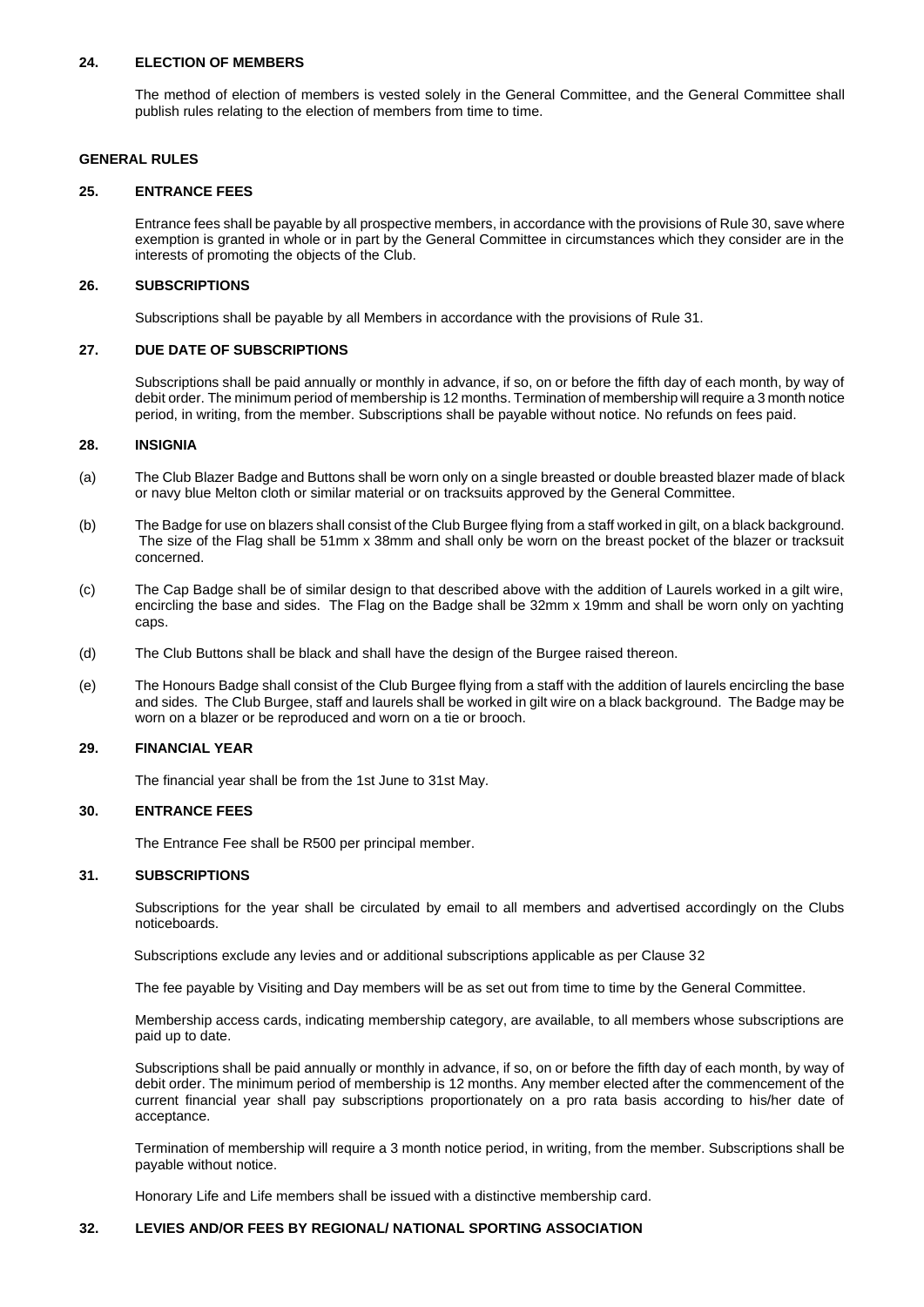### 24. ELECTION OF MEMBERS

The method of election of members is vested solely in the General Committee, and the General Committee shall publish rules relating to the election of members from time to time.

## GENERAL RULES

### 25. ENTRANCE FEES

Entrance fees shall be payable by all prospective members, in accordance with the provisions of Rule 30, save where exemption is granted in whole or in part by the General Committee in circumstances which they consider are in the interests of promoting the objects of the Club.

### 26. SUBSCRIPTIONS

Subscriptions shall be payable by all Members in accordance with the provisions of Rule 31.

### 27. DUE DATE OF SUBSCRIPTIONS

Subscriptions shall be paid annually or monthly in advance, if so, on or before the fifth day of each month, by way of debit order. The minimum period of membership is 12 months. Termination of membership will require a 3 month notice period, in writing, from the member. Subscriptions shall be payable without notice. No refunds on fees paid.

### 28. INSIGNIA

(a) The Club Blazer Badge and Buttons shall be worn only on a single breasted or double breasted blazer made of black or navy blue Melton cloth or similar material or on tracksuits approved by the General Committee.

(b) The Badge for use on blazers shall consist of the Club Burgee flying from a staff worked in gilt, on a black background. The size of the Flag shall be 51mm x 38mm and shall only be worn on the breast pocket of the blazer or tracksuit concerned.

(c) The Cap Badge shall be of similar design to that described above with the addition of Laurels worked in a gilt wire, encircling the base and sides. The Flag on the Badge shall be 32mm x 19mm and shall be worn only on yachting caps.

(d) The Club Buttons shall be black and shall have the design of the Burgee raised thereon.

(e) The Honours Badge shall consist of the Club Burgee flying from a staff with the addition of laurels encircling the base and sides. The Club Burgee, staff and laurels shall be worked in gilt wire on a black background. The Badge may be worn on a blazer or be reproduced and worn on a tie or brooch.

### 29. FINANCIAL YEAR

The financial year shall be from the 1st June to 31st May.

### 30. ENTRANCE FEES

The Entrance Fee shall be R500 per principal member.

### 31. SUBSCRIPTIONS

Subscriptions for the year shall be circulated by email to all members and advertised accordingly on the Clubs noticeboards.

Subscriptions exclude any levies and or additional subscriptions applicable as per Clause 32

The fee payable by Visiting and Day members will be as set out from time to time by the General Committee.

Membership access cards, indicating membership category, are available, to all members whose subscriptions are paid up to date.

Subscriptions shall be paid annually or monthly in advance, if so, on or before the fifth day of each month, by way of debit order. The minimum period of membership is 12 months. Any member elected after the commencement of the current financial year shall pay subscriptions proportionately on a pro rata basis according to his/her date of acceptance.

Termination of membership will require a 3 month notice period, in writing, from the member. Subscriptions shall be payable without notice.

Honorary Life and Life members shall be issued with a distinctive membership card.

### 32. LEVIES AND/OR FEES BY REGIONAL/ NATIONAL SPORTING ASSOCIATION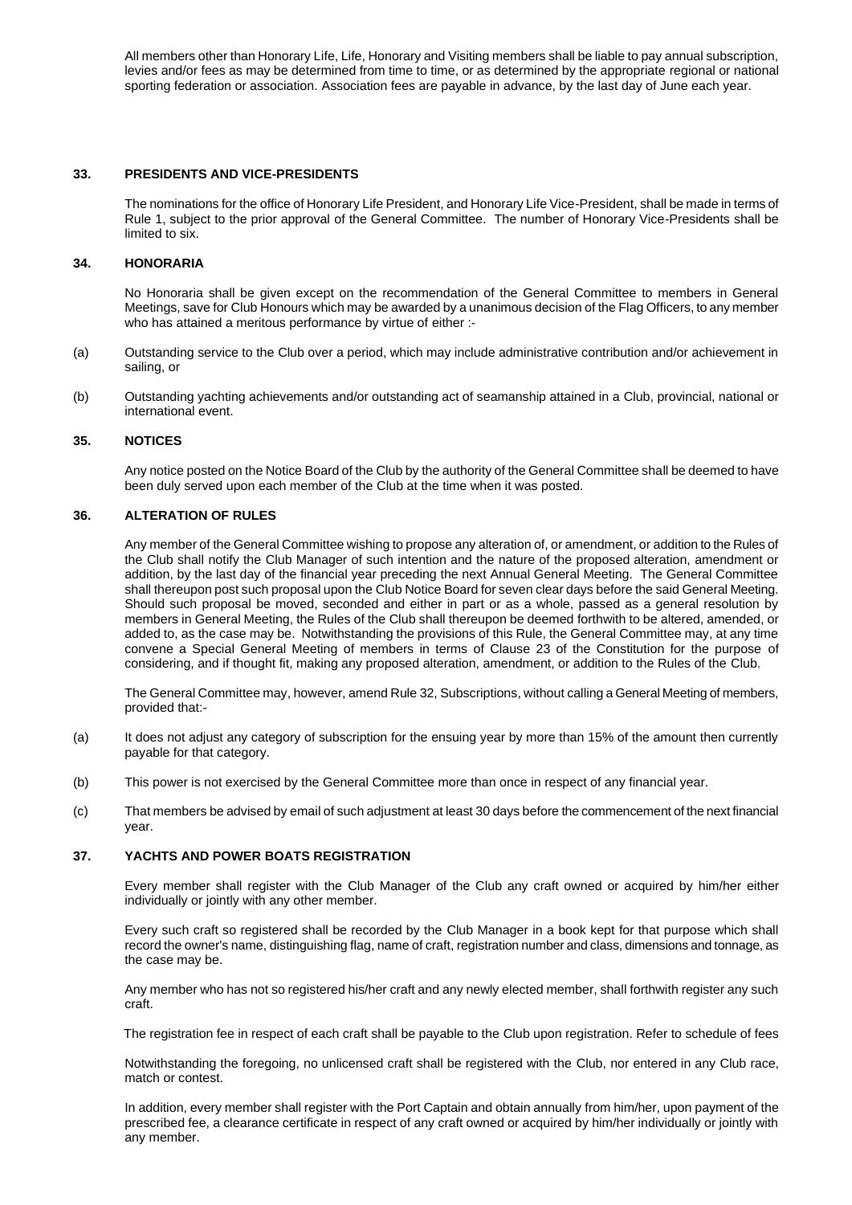All members other than Honorary Life, Life, Honorary and Visiting members shall be liable to pay annual subscription, levies and/or fees as may be determined from time to time, or as determined by the appropriate regional or national sporting federation or association. Association fees are payable in advance, by the last day of June each year.

## 33. PRESIDENTS AND VICE-PRESIDENTS

The nominations for the office of Honorary Life President, and Honorary Life Vice-President, shall be made in terms of Rule 1, subject to the prior approval of the General Committee. The number of Honorary Vice-Presidents shall be limited to six.

## 34. HONORARIA

No Honoraria shall be given except on the recommendation of the General Committee to members in General Meetings, save for Club Honours which may be awarded by a unanimous decision of the Flag Officers, to any member who has attained a meritous performance by virtue of either :-

(a) Outstanding service to the Club over a period, which may include administrative contribution and/or achievement in sailing, or

(b) Outstanding yachting achievements and/or outstanding act of seamanship attained in a Club, provincial, national or international event.

## 35. NOTICES

Any notice posted on the Notice Board of the Club by the authority of the General Committee shall be deemed to have been duly served upon each member of the Club at the time when it was posted.

## 36. ALTERATION OF RULES

Any member of the General Committee wishing to propose any alteration of, or amendment, or addition to the Rules of the Club shall notify the Club Manager of such intention and the nature of the proposed alteration, amendment or addition, by the last day of the financial year preceding the next Annual General Meeting. The General Committee shall thereupon post such proposal upon the Club Notice Board for seven clear days before the said General Meeting. Should such proposal be moved, seconded and either in part or as a whole, passed as a general resolution by members in General Meeting, the Rules of the Club shall thereupon be deemed forthwith to be altered, amended, or added to, as the case may be. Notwithstanding the provisions of this Rule, the General Committee may, at any time convene a Special General Meeting of members in terms of Clause 23 of the Constitution for the purpose of considering, and if thought fit, making any proposed alteration, amendment, or addition to the Rules of the Club.

The General Committee may, however, amend Rule 32, Subscriptions, without calling a General Meeting of members, provided that:-

(a) It does not adjust any category of subscription for the ensuing year by more than 15% of the amount then currently payable for that category.

(b) This power is not exercised by the General Committee more than once in respect of any financial year.

(c) That members be advised by email of such adjustment at least 30 days before the commencement of the next financial year.

## 37. YACHTS AND POWER BOATS REGISTRATION

Every member shall register with the Club Manager of the Club any craft owned or acquired by him/her either individually or jointly with any other member.

Every such craft so registered shall be recorded by the Club Manager in a book kept for that purpose which shall record the owner's name, distinguishing flag, name of craft, registration number and class, dimensions and tonnage, as the case may be.

Any member who has not so registered his/her craft and any newly elected member, shall forthwith register any such craft.

The registration fee in respect of each craft shall be payable to the Club upon registration. Refer to schedule of fees

Notwithstanding the foregoing, no unlicensed craft shall be registered with the Club, nor entered in any Club race, match or contest.

In addition, every member shall register with the Port Captain and obtain annually from him/her, upon payment of the prescribed fee, a clearance certificate in respect of any craft owned or acquired by him/her individually or jointly with any member.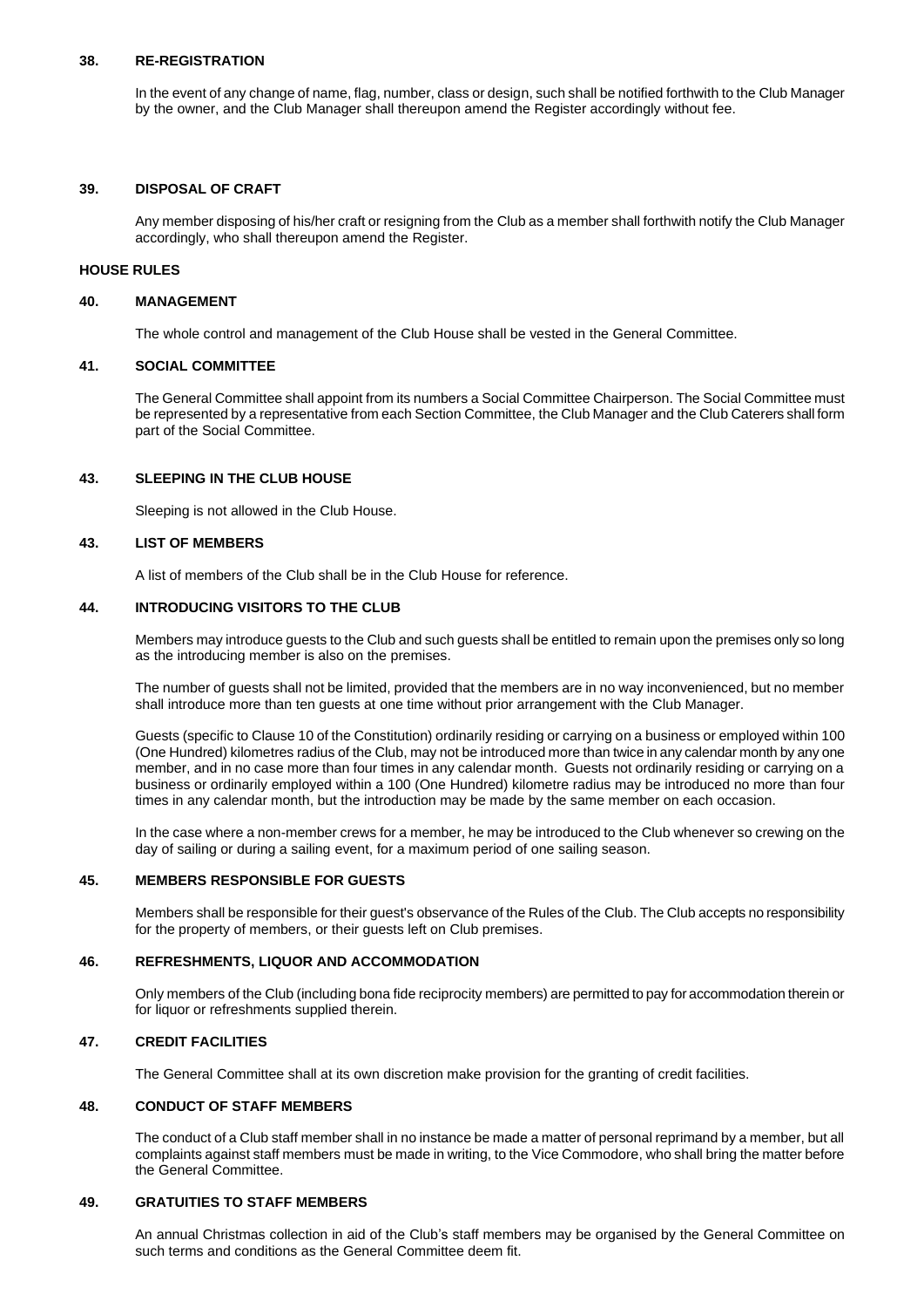## 38. RE-REGISTRATION

In the event of any change of name, flag, number, class or design, such shall be notified forthwith to the Club Manager by the owner, and the Club Manager shall thereupon amend the Register accordingly without fee.

## 39. DISPOSAL OF CRAFT

Any member disposing of his/her craft or resigning from the Club as a member shall forthwith notify the Club Manager accordingly, who shall thereupon amend the Register.

# HOUSE RULES

## 40. MANAGEMENT

The whole control and management of the Club House shall be vested in the General Committee.

## 41. SOCIAL COMMITTEE

The General Committee shall appoint from its numbers a Social Committee Chairperson. The Social Committee must be represented by a representative from each Section Committee, the Club Manager and the Club Caterers shall form part of the Social Committee.

## 43. SLEEPING IN THE CLUB HOUSE

Sleeping is not allowed in the Club House.

## 43. LIST OF MEMBERS

A list of members of the Club shall be in the Club House for reference.

## 44. INTRODUCING VISITORS TO THE CLUB

Members may introduce guests to the Club and such guests shall be entitled to remain upon the premises only so long as the introducing member is also on the premises.

The number of guests shall not be limited, provided that the members are in no way inconvenienced, but no member shall introduce more than ten guests at one time without prior arrangement with the Club Manager.

Guests (specific to Clause 10 of the Constitution) ordinarily residing or carrying on a business or employed within 100 (One Hundred) kilometres radius of the Club, may not be introduced more than twice in any calendar month by any one member, and in no case more than four times in any calendar month. Guests not ordinarily residing or carrying on a business or ordinarily employed within a 100 (One Hundred) kilometre radius may be introduced no more than four times in any calendar month, but the introduction may be made by the same member on each occasion.

In the case where a non-member crews for a member, he may be introduced to the Club whenever so crewing on the day of sailing or during a sailing event, for a maximum period of one sailing season.

## 45. MEMBERS RESPONSIBLE FOR GUESTS

Members shall be responsible for their guest's observance of the Rules of the Club. The Club accepts no responsibility for the property of members, or their guests left on Club premises.

## 46. REFRESHMENTS, LIQUOR AND ACCOMMODATION

Only members of the Club (including bona fide reciprocity members) are permitted to pay for accommodation therein or for liquor or refreshments supplied therein.

## 47. CREDIT FACILITIES

The General Committee shall at its own discretion make provision for the granting of credit facilities.

## 48. CONDUCT OF STAFF MEMBERS

The conduct of a Club staff member shall in no instance be made a matter of personal reprimand by a member, but all complaints against staff members must be made in writing, to the Vice Commodore, who shall bring the matter before the General Committee.

## 49. GRATUITIES TO STAFF MEMBERS

An annual Christmas collection in aid of the Club's staff members may be organised by the General Committee on such terms and conditions as the General Committee deem fit.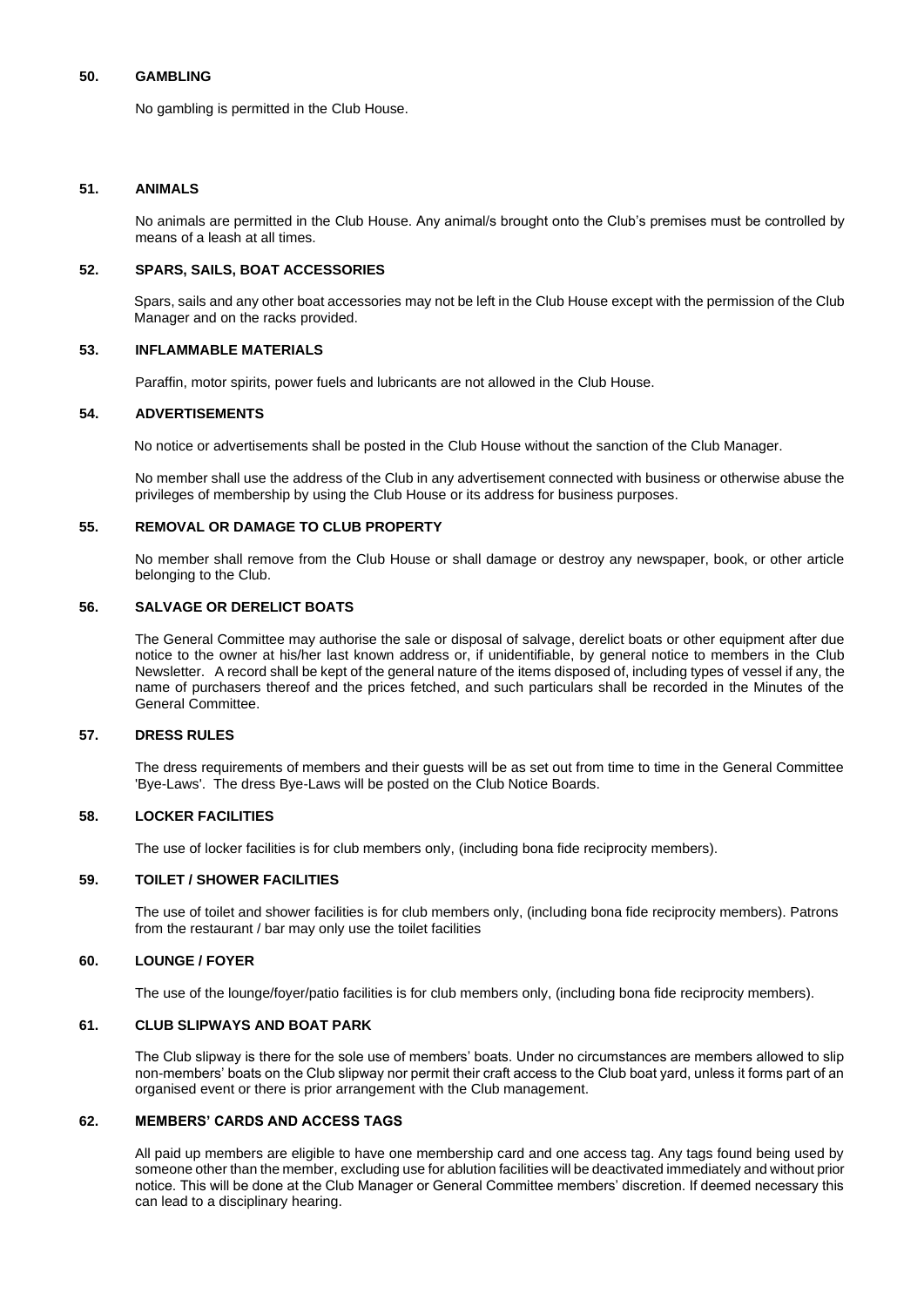## 50. GAMBLING

No gambling is permitted in the Club House.

## 51. ANIMALS

No animals are permitted in the Club House. Any animal/s brought onto the Club's premises must be controlled by means of a leash at all times.

## 52. SPARS, SAILS, BOAT ACCESSORIES

Spars, sails and any other boat accessories may not be left in the Club House except with the permission of the Club Manager and on the racks provided.

## 53. INFLAMMABLE MATERIALS

Paraffin, motor spirits, power fuels and lubricants are not allowed in the Club House.

## 54. ADVERTISEMENTS

No notice or advertisements shall be posted in the Club House without the sanction of the Club Manager.

No member shall use the address of the Club in any advertisement connected with business or otherwise abuse the privileges of membership by using the Club House or its address for business purposes.

## 55. REMOVAL OR DAMAGE TO CLUB PROPERTY

No member shall remove from the Club House or shall damage or destroy any newspaper, book, or other article belonging to the Club.

## 56. SALVAGE OR DERELICT BOATS

The General Committee may authorise the sale or disposal of salvage, derelict boats or other equipment after due notice to the owner at his/her last known address or, if unidentifiable, by general notice to members in the Club Newsletter. A record shall be kept of the general nature of the items disposed of, including types of vessel if any, the name of purchasers thereof and the prices fetched, and such particulars shall be recorded in the Minutes of the General Committee.

## 57. DRESS RULES

The dress requirements of members and their guests will be as set out from time to time in the General Committee 'Bye-Laws'. The dress Bye-Laws will be posted on the Club Notice Boards.

## 58. LOCKER FACILITIES

The use of locker facilities is for club members only, (including bona fide reciprocity members).

## 59. TOILET / SHOWER FACILITIES

The use of toilet and shower facilities is for club members only, (including bona fide reciprocity members). Patrons from the restaurant / bar may only use the toilet facilities

## 60. LOUNGE / FOYER

The use of the lounge/foyer/patio facilities is for club members only, (including bona fide reciprocity members).

## 61. CLUB SLIPWAYS AND BOAT PARK

The Club slipway is there for the sole use of members' boats. Under no circumstances are members allowed to slip non-members' boats on the Club slipway nor permit their craft access to the Club boat yard, unless it forms part of an organised event or there is prior arrangement with the Club management.

## 62. MEMBERS' CARDS AND ACCESS TAGS

All paid up members are eligible to have one membership card and one access tag. Any tags found being used by someone other than the member, excluding use for ablution facilities will be deactivated immediately and without prior notice. This will be done at the Club Manager or General Committee members' discretion. If deemed necessary this can lead to a disciplinary hearing.